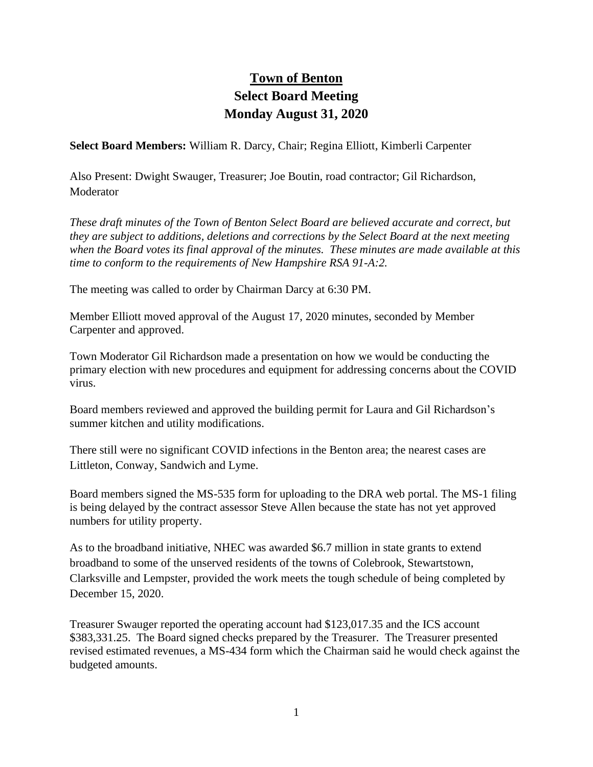# Town of Benton
## Select Board Meeting
## Monday August 31, 2020

**Select Board Members:** William R. Darcy, Chair; Regina Elliott, Kimberli Carpenter

Also Present: Dwight Swauger, Treasurer; Joe Boutin, road contractor; Gil Richardson, Moderator

*These draft minutes of the Town of Benton Select Board are believed accurate and correct, but they are subject to additions, deletions and corrections by the Select Board at the next meeting when the Board votes its final approval of the minutes. These minutes are made available at this time to conform to the requirements of New Hampshire RSA 91-A:2.*

The meeting was called to order by Chairman Darcy at 6:30 PM.

Member Elliott moved approval of the August 17, 2020 minutes, seconded by Member Carpenter and approved.

Town Moderator Gil Richardson made a presentation on how we would be conducting the primary election with new procedures and equipment for addressing concerns about the COVID virus.

Board members reviewed and approved the building permit for Laura and Gil Richardson's summer kitchen and utility modifications.

There still were no significant COVID infections in the Benton area; the nearest cases are Littleton, Conway, Sandwich and Lyme.

Board members signed the MS-535 form for uploading to the DRA web portal. The MS-1 filing is being delayed by the contract assessor Steve Allen because the state has not yet approved numbers for utility property.

As to the broadband initiative, NHEC was awarded $6.7 million in state grants to extend broadband to some of the unserved residents of the towns of Colebrook, Stewartstown, Clarksville and Lempster, provided the work meets the tough schedule of being completed by December 15, 2020.

Treasurer Swauger reported the operating account had $123,017.35 and the ICS account $383,331.25. The Board signed checks prepared by the Treasurer. The Treasurer presented revised estimated revenues, a MS-434 form which the Chairman said he would check against the budgeted amounts.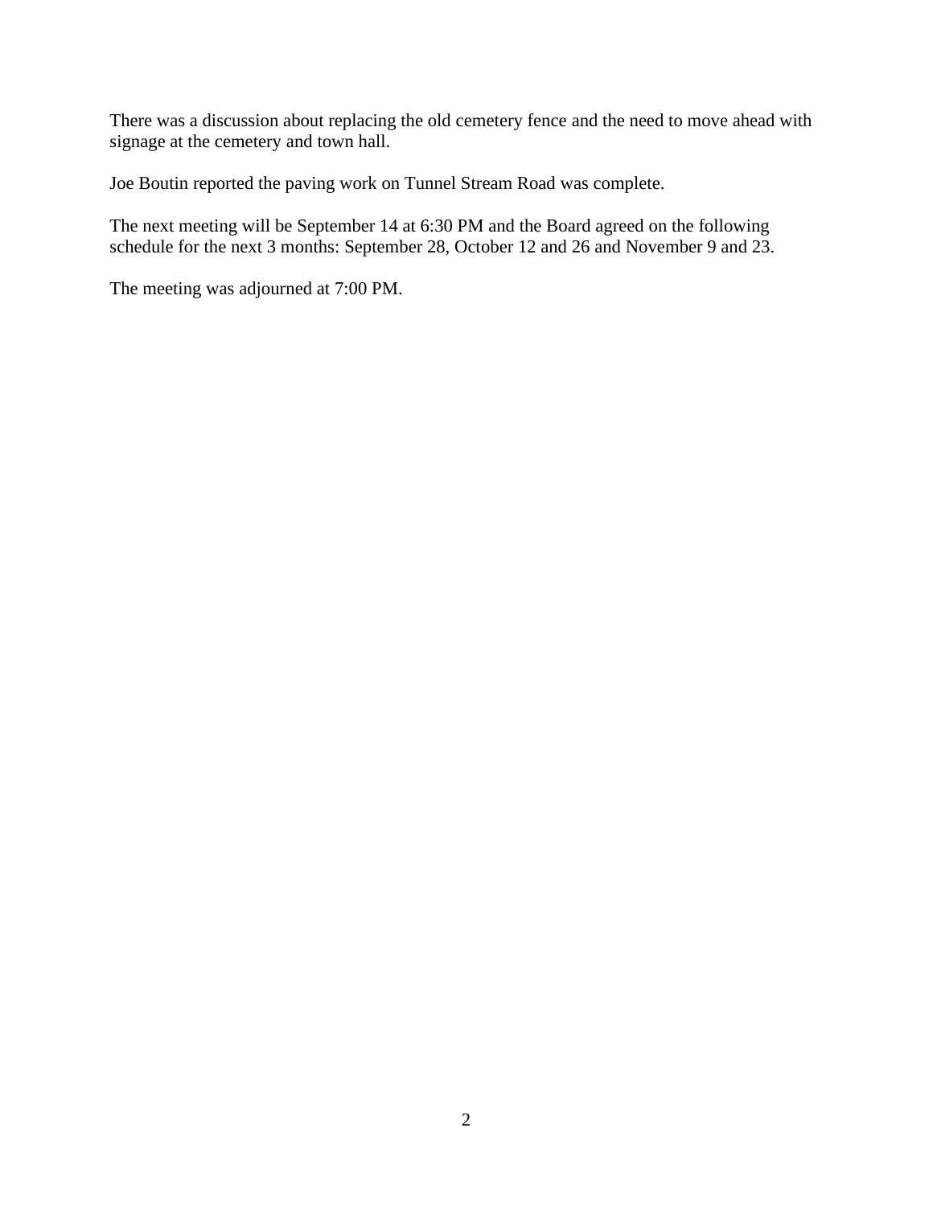There was a discussion about replacing the old cemetery fence and the need to move ahead with signage at the cemetery and town hall.

Joe Boutin reported the paving work on Tunnel Stream Road was complete.

The next meeting will be September 14 at 6:30 PM and the Board agreed on the following schedule for the next 3 months: September 28, October 12 and 26 and November 9 and 23.

The meeting was adjourned at 7:00 PM.